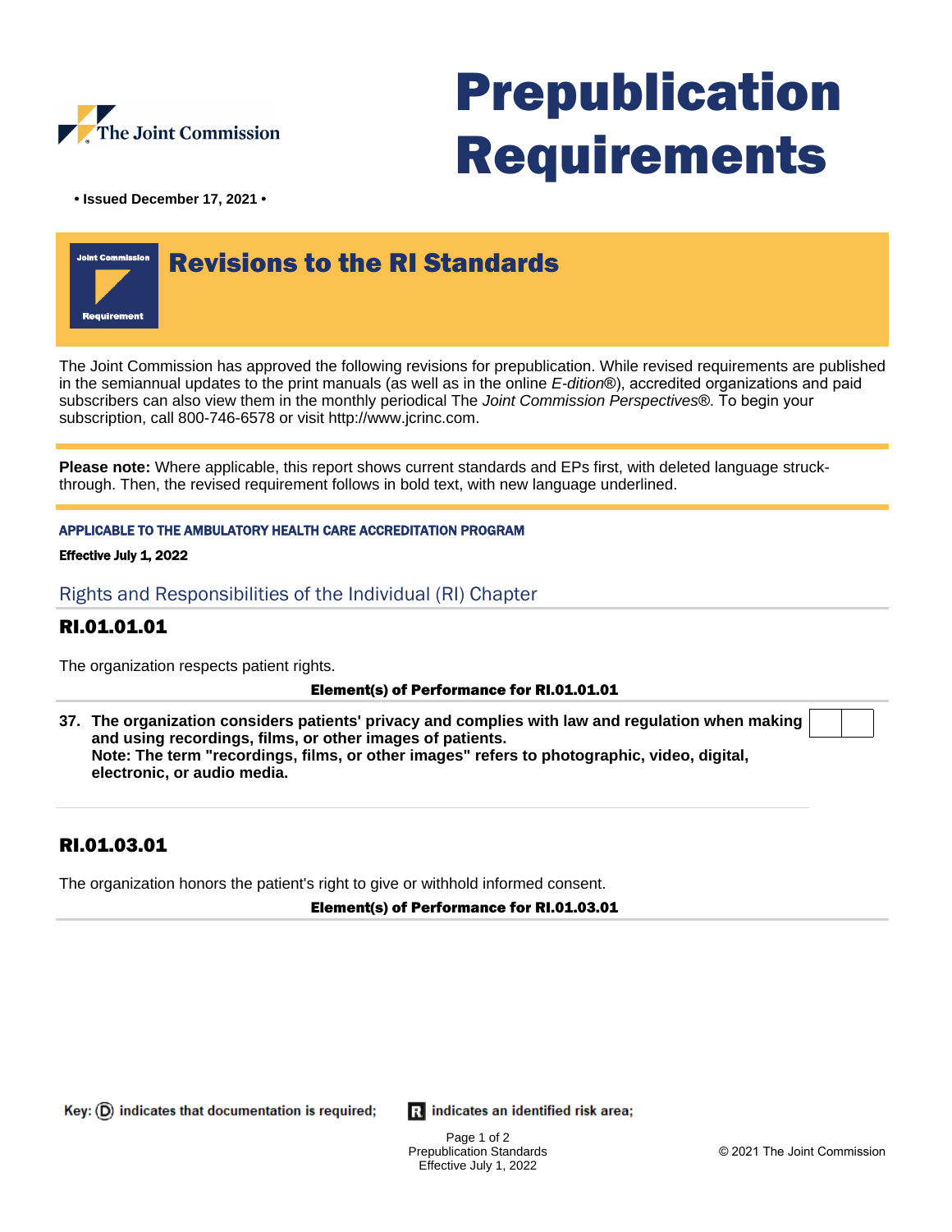The Joint Commission

# Prepublication Requirements

**• Issued December 17, 2021 •**

Joint Commission Requirement

## Revisions to the RI Standards

The Joint Commission has approved the following revisions for prepublication. While revised requirements are published in the semiannual updates to the print manuals (as well as in the online *E-dition*®), accredited organizations and paid subscribers can also view them in the monthly periodical The *Joint Commission Perspectives*®. To begin your subscription, call 800-746-6578 or visit http://www.jcrinc.com.

**Please note:** Where applicable, this report shows current standards and EPs first, with deleted language struck-through. Then, the revised requirement follows in bold text, with new language underlined.

**APPLICABLE TO THE AMBULATORY HEALTH CARE ACCREDITATION PROGRAM**

**Effective July 1, 2022**

### Rights and Responsibilities of the Individual (RI) Chapter

### RI.01.01.01

The organization respects patient rights.

**Element(s) of Performance for RI.01.01.01**

37. **The organization considers patients' privacy and complies with law and regulation when making and using recordings, films, or other images of patients.**
**Note: The term "recordings, films, or other images" refers to photographic, video, digital, electronic, or audio media.**

### RI.01.03.01

The organization honors the patient's right to give or withhold informed consent.

**Element(s) of Performance for RI.01.03.01**

Key: (D) indicates that documentation is required; [R] indicates an identified risk area;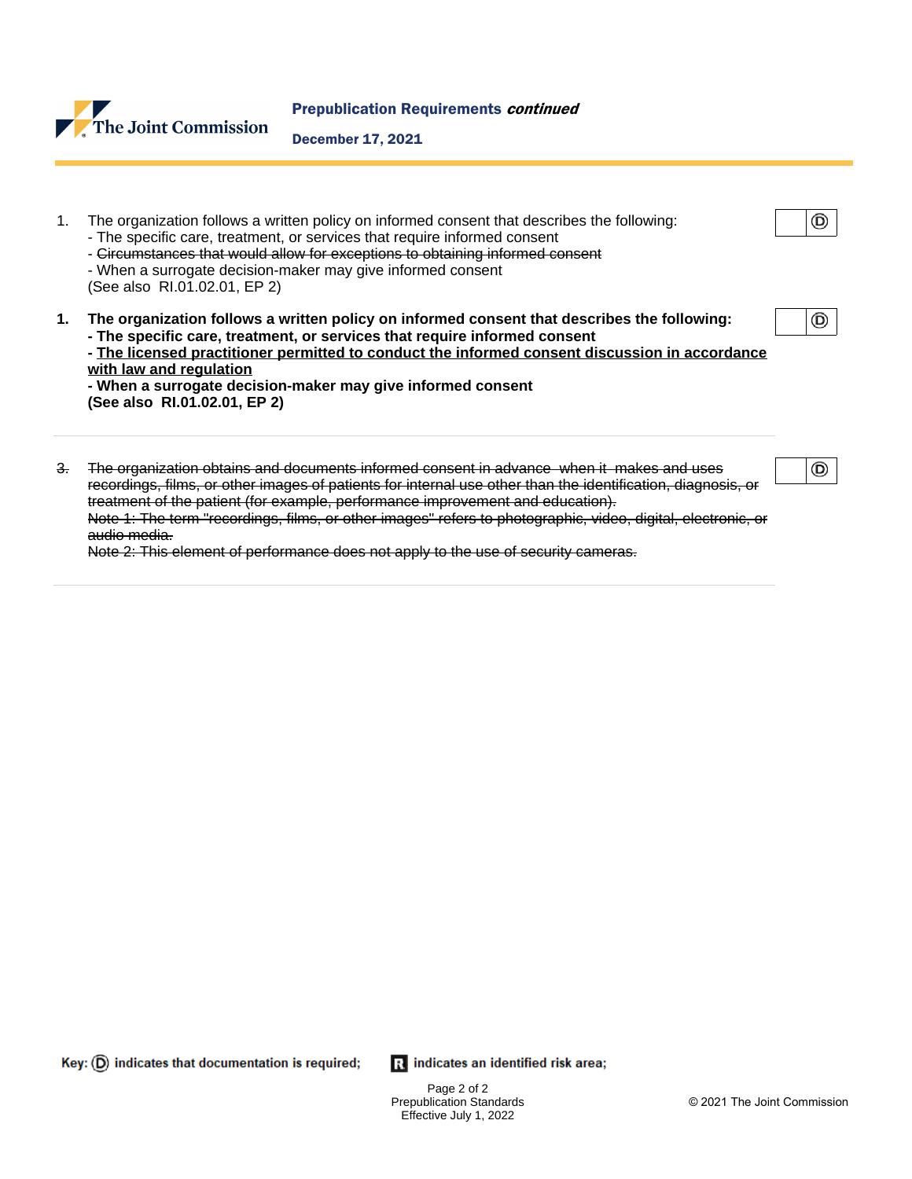1. The organization follows a written policy on informed consent that describes the following:
   - The specific care, treatment, or services that require informed consent
   - ~~Circumstances that would allow for exceptions to obtaining informed consent~~
   - When a surrogate decision-maker may give informed consent

   (See also RI.01.02.01, EP 2)

   Ⓓ

**1. The organization follows a written policy on informed consent that describes the following:**
**- The specific care, treatment, or services that require informed consent**
**- <u>The licensed practitioner permitted to conduct the informed consent discussion in accordance with law and regulation</u>**
**- When a surrogate decision-maker may give informed consent**
**(See also RI.01.02.01, EP 2)**

Ⓓ

---

~~3. The organization obtains and documents informed consent in advance when it makes and uses recordings, films, or other images of patients for internal use other than the identification, diagnosis, or treatment of the patient (for example, performance improvement and education).~~
~~Note 1: The term "recordings, films, or other images" refers to photographic, video, digital, electronic, or audio media.~~
~~Note 2: This element of performance does not apply to the use of security cameras.~~

Ⓓ

---

Key: Ⓓ indicates that documentation is required; R indicates an identified risk area;